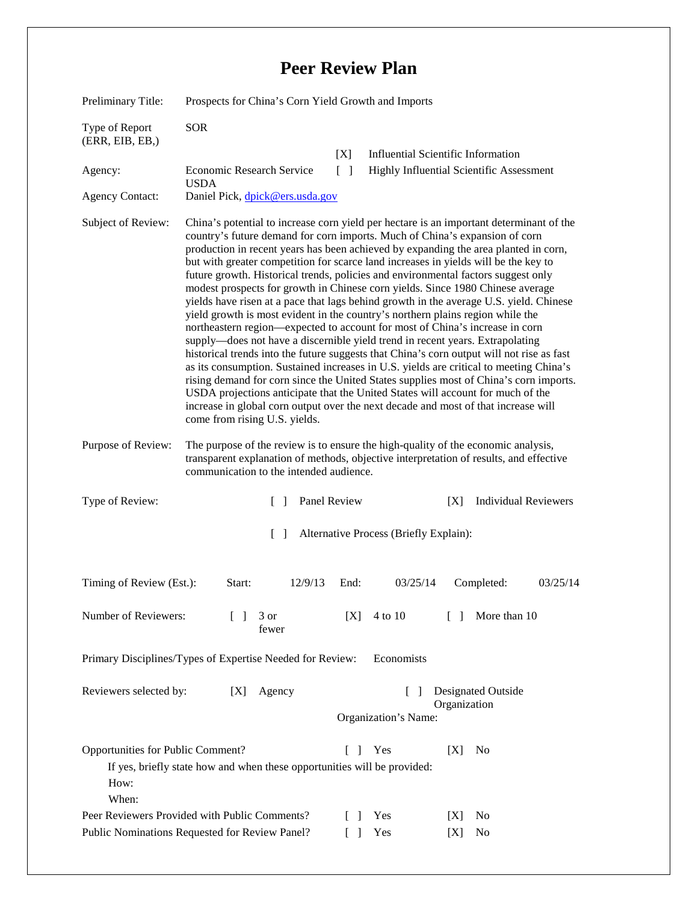# Peer Review Plan

Preliminary Title: Prospects for China's Corn Yield Growth and Imports

Type of Report (ERR, EIB, EB,): SOR

[X] Influential Scientific Information

[ ] Highly Influential Scientific Assessment

Agency: Economic Research Service USDA

Agency Contact: Daniel Pick, dpick@ers.usda.gov

Subject of Review: China's potential to increase corn yield per hectare is an important determinant of the country's future demand for corn imports. Much of China's expansion of corn production in recent years has been achieved by expanding the area planted in corn, but with greater competition for scarce land increases in yields will be the key to future growth. Historical trends, policies and environmental factors suggest only modest prospects for growth in Chinese corn yields. Since 1980 Chinese average yields have risen at a pace that lags behind growth in the average U.S. yield. Chinese yield growth is most evident in the country's northern plains region while the northeastern region—expected to account for most of China's increase in corn supply—does not have a discernible yield trend in recent years. Extrapolating historical trends into the future suggests that China's corn output will not rise as fast as its consumption. Sustained increases in U.S. yields are critical to meeting China's rising demand for corn since the United States supplies most of China's corn imports. USDA projections anticipate that the United States will account for much of the increase in global corn output over the next decade and most of that increase will come from rising U.S. yields.

Purpose of Review: The purpose of the review is to ensure the high-quality of the economic analysis, transparent explanation of methods, objective interpretation of results, and effective communication to the intended audience.

Type of Review: [ ] Panel Review [X] Individual Reviewers

[ ] Alternative Process (Briefly Explain):

Timing of Review (Est.): Start: 12/9/13 End: 03/25/14 Completed: 03/25/14

Number of Reviewers: [ ] 3 or fewer [X] 4 to 10 [ ] More than 10

Primary Disciplines/Types of Expertise Needed for Review: Economists

Reviewers selected by: [X] Agency [ ] Designated Outside Organization

Organization's Name:

Opportunities for Public Comment? [ ] Yes [X] No

If yes, briefly state how and when these opportunities will be provided:

How:

When:

Peer Reviewers Provided with Public Comments? [ ] Yes [X] No

Public Nominations Requested for Review Panel? [ ] Yes [X] No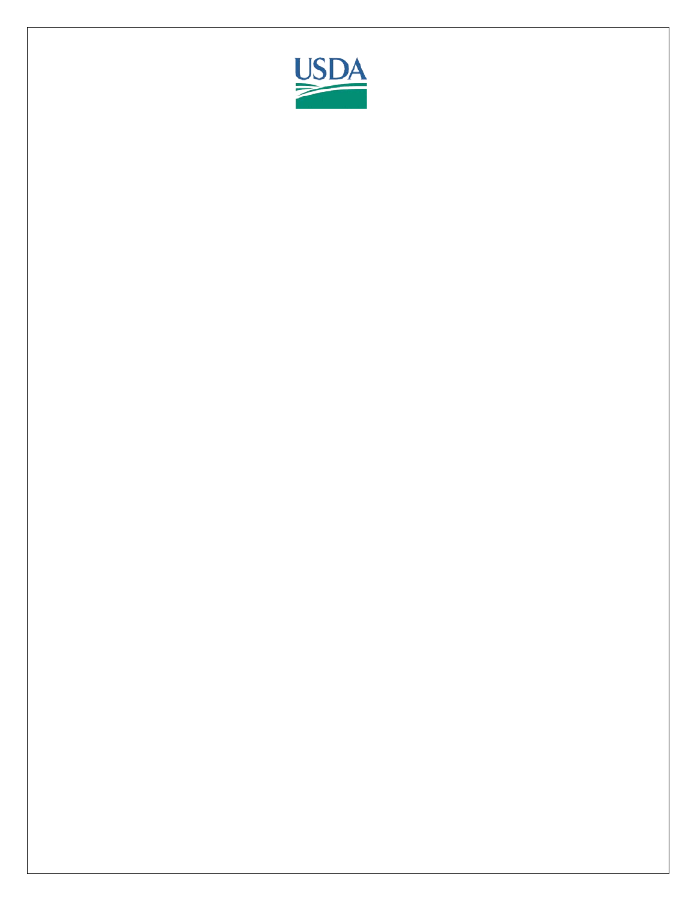USDA